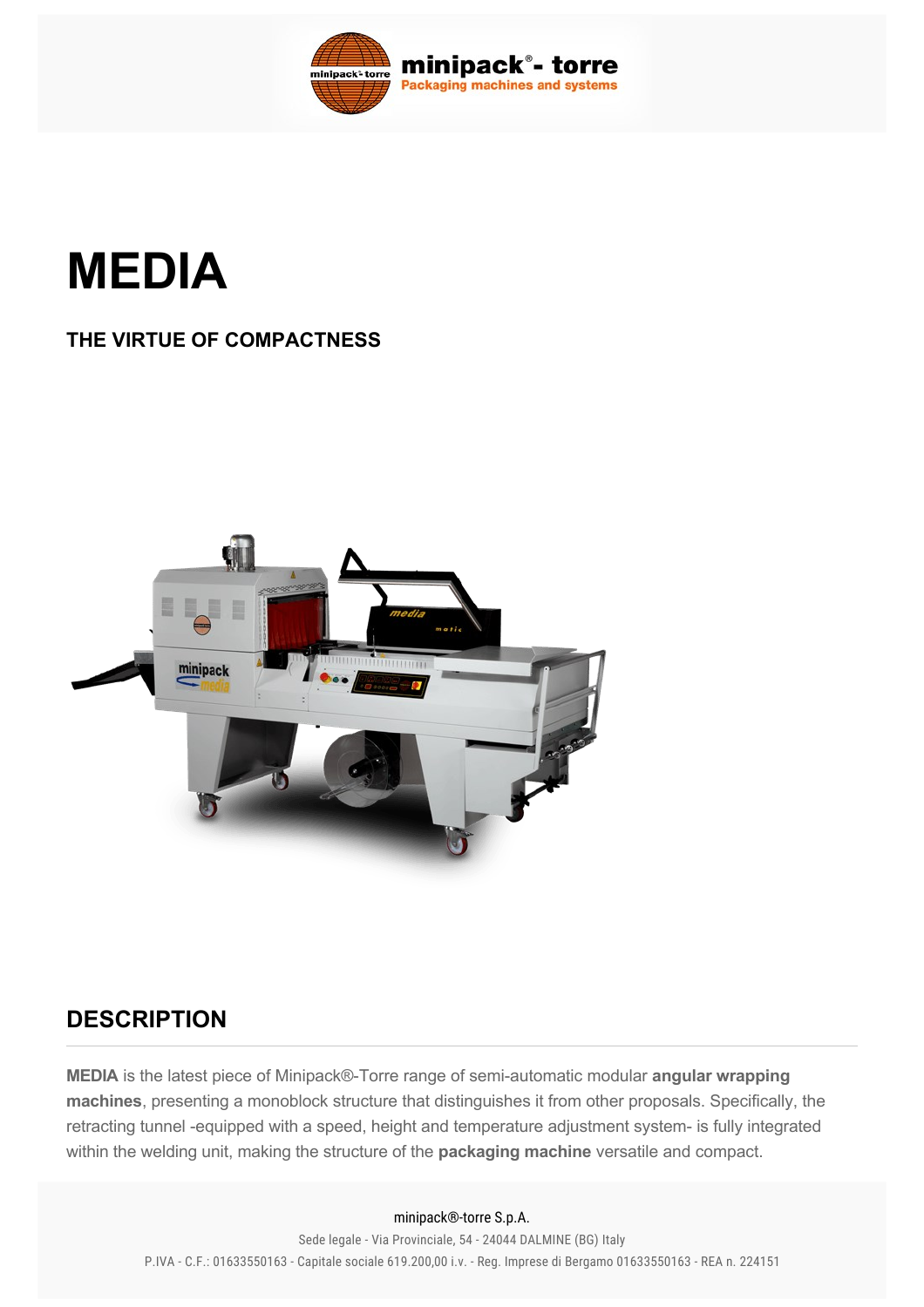# MEDIA

**THE VIRTUE OF COMPACTNESS**

## DESCRIPTION

**MEDIA** is the latest piece of Minipack®-Torre range of semi-automatic modular **angular wrapping machines**, presenting a monoblock structure that distinguishes it from other proposals. Specifically, the retracting tunnel -equipped with a speed, height and temperature adjustment system- is fully integrated within the welding unit, making the structure of the **packaging machine** versatile and compact.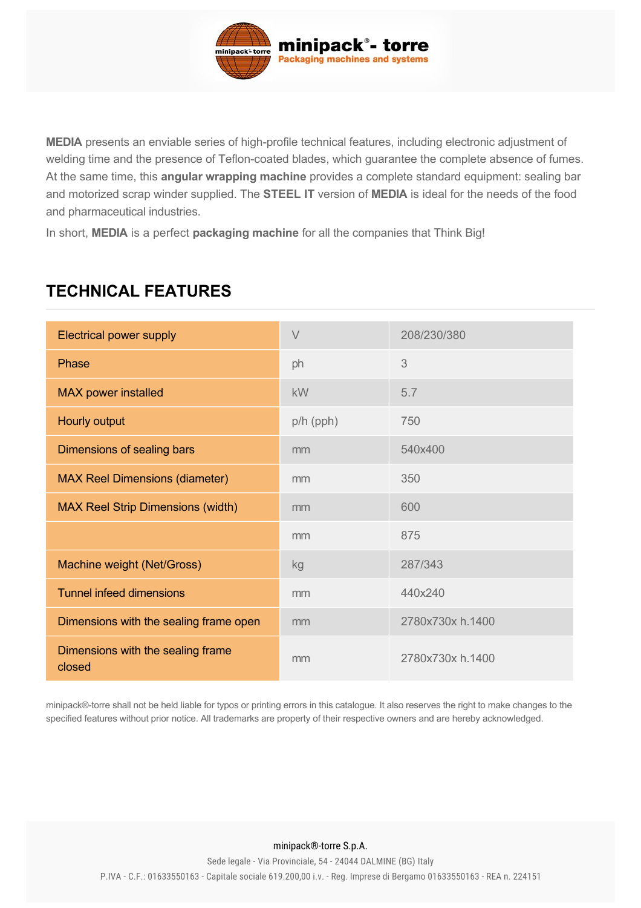**MEDIA** presents an enviable series of high-profile technical features, including electronic adjustment of welding time and the presence of Teflon-coated blades, which guarantee the complete absence of fumes. At the same time, this **angular wrapping machine** provides a complete standard equipment: sealing bar and motorized scrap winder supplied. The **STEEL IT** version of **MEDIA** is ideal for the needs of the food and pharmaceutical industries.

In short, **MEDIA** is a perfect **packaging machine** for all the companies that Think Big!

## TECHNICAL FEATURES

| | | |
|---|---|---|
| Electrical power supply | V | 208/230/380 |
| Phase | ph | 3 |
| MAX power installed | kW | 5.7 |
| Hourly output | p/h (pph) | 750 |
| Dimensions of sealing bars | mm | 540x400 |
| MAX Reel Dimensions (diameter) | mm | 350 |
| MAX Reel Strip Dimensions (width) | mm | 600 |
| | mm | 875 |
| Machine weight (Net/Gross) | kg | 287/343 |
| Tunnel infeed dimensions | mm | 440x240 |
| Dimensions with the sealing frame open | mm | 2780x730x h.1400 |
| Dimensions with the sealing frame closed | mm | 2780x730x h.1400 |

minipack®-torre shall not be held liable for typos or printing errors in this catalogue. It also reserves the right to make changes to the specified features without prior notice. All trademarks are property of their respective owners and are hereby acknowledged.

minipack®-torre S.p.A.

Sede legale - Via Provinciale, 54 - 24044 DALMINE (BG) Italy

P.IVA - C.F.: 01633550163 - Capitale sociale 619.200,00 i.v. - Reg. Imprese di Bergamo 01633550163 - REA n. 224151